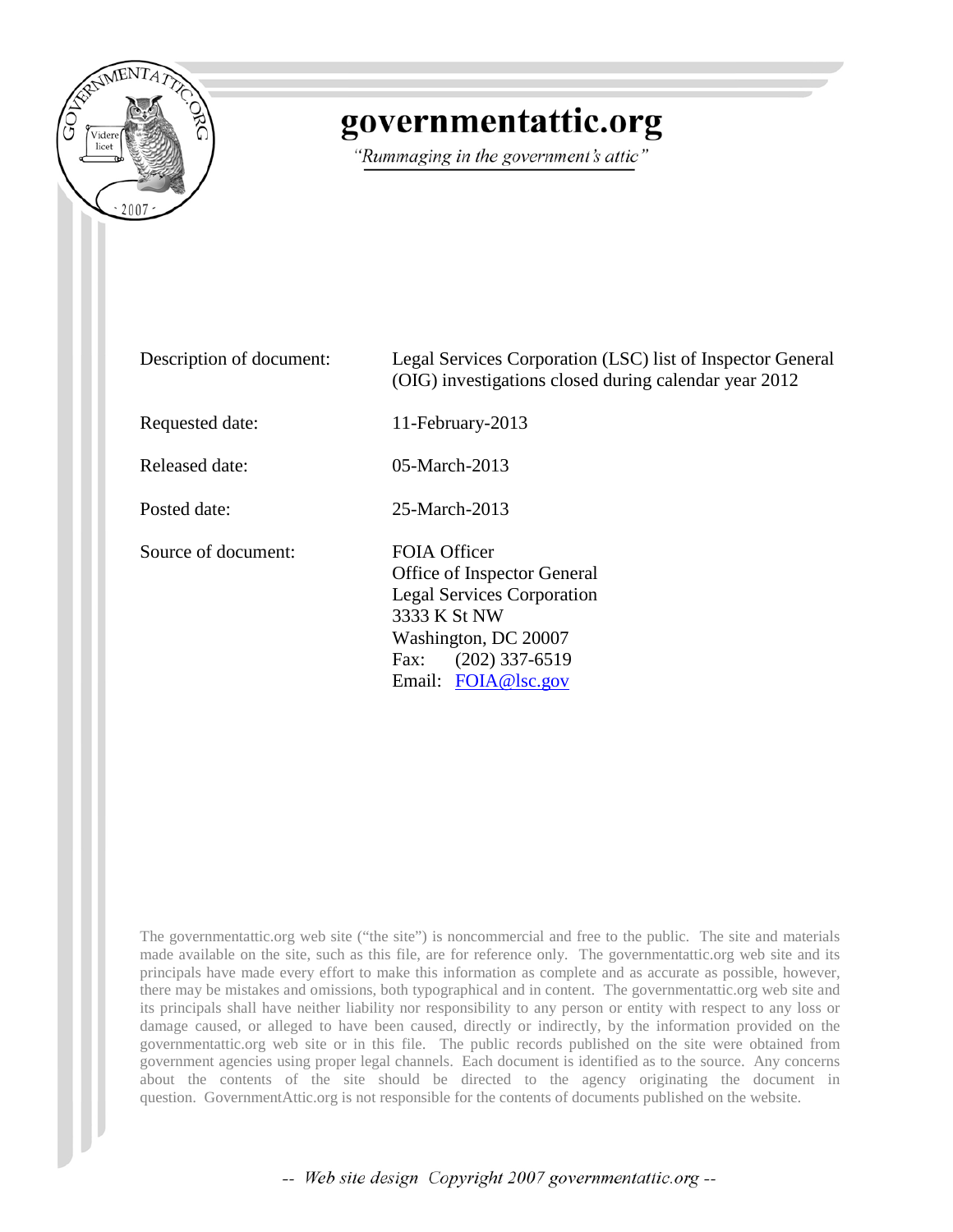# governmentattic.org

*"Rummaging in the government's attic"*

| | |
|---|---|
| Description of document: | Legal Services Corporation (LSC) list of Inspector General (OIG) investigations closed during calendar year 2012 |
| Requested date: | 11-February-2013 |
| Released date: | 05-March-2013 |
| Posted date: | 25-March-2013 |
| Source of document: | FOIA Officer<br>Office of Inspector General<br>Legal Services Corporation<br>3333 K St NW<br>Washington, DC 20007<br>Fax: (202) 337-6519<br>Email: [FOIA@lsc.gov](mailto:FOIA@lsc.gov) |

The governmentattic.org web site ("the site") is noncommercial and free to the public. The site and materials made available on the site, such as this file, are for reference only. The governmentattic.org web site and its principals have made every effort to make this information as complete and as accurate as possible, however, there may be mistakes and omissions, both typographical and in content. The governmentattic.org web site and its principals shall have neither liability nor responsibility to any person or entity with respect to any loss or damage caused, or alleged to have been caused, directly or indirectly, by the information provided on the governmentattic.org web site or in this file. The public records published on the site were obtained from government agencies using proper legal channels. Each document is identified as to the source. Any concerns about the contents of the site should be directed to the agency originating the document in question. GovernmentAttic.org is not responsible for the contents of documents published on the website.

-- *Web site design Copyright 2007 governmentattic.org* --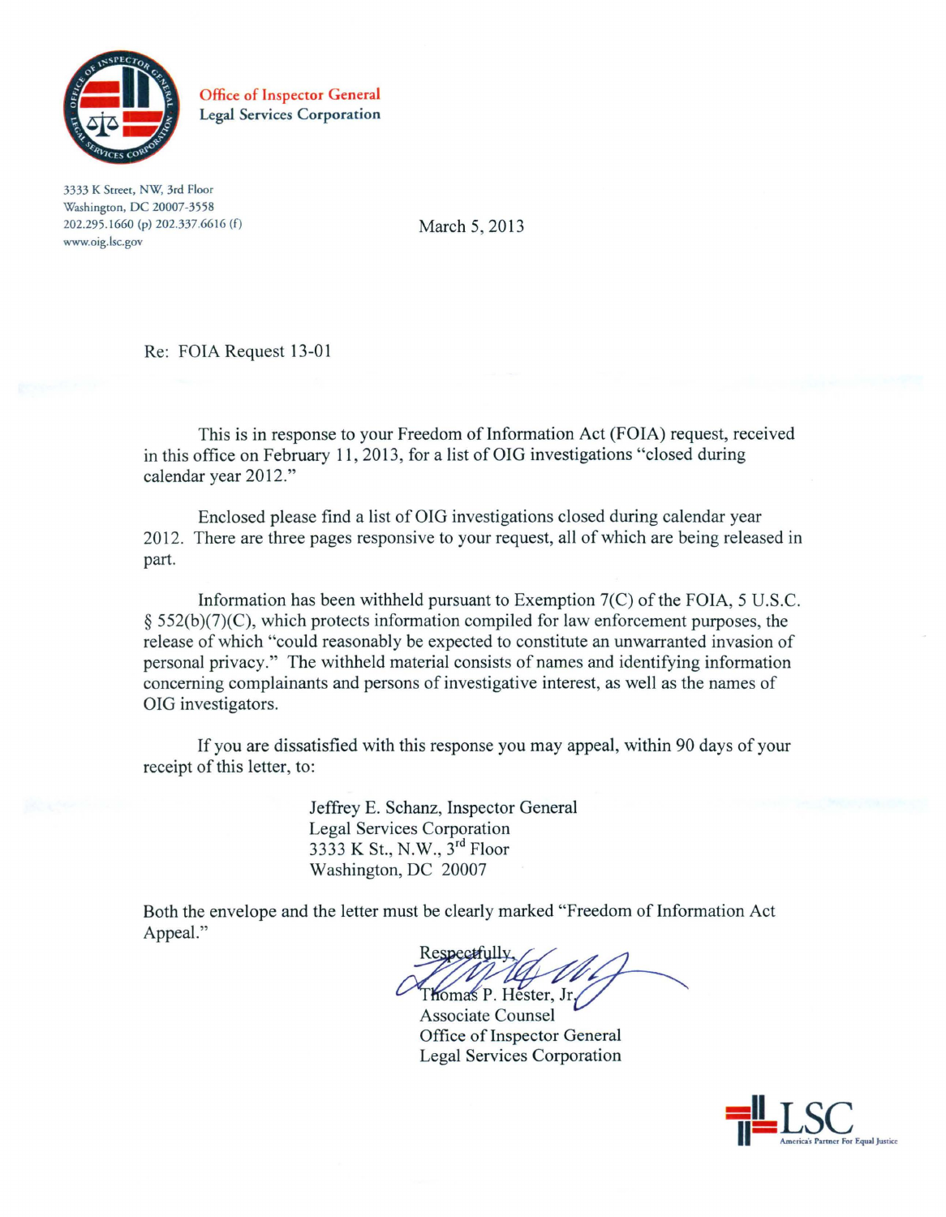**Office of Inspector General**
**Legal Services Corporation**

3333 K Street, NW, 3rd Floor
Washington, DC 20007-3558
202.295.1660 (p) 202.337.6616 (f)
www.oig.lsc.gov

March 5, 2013

Re: FOIA Request 13-01

This is in response to your Freedom of Information Act (FOIA) request, received in this office on February 11, 2013, for a list of OIG investigations "closed during calendar year 2012."

Enclosed please find a list of OIG investigations closed during calendar year 2012. There are three pages responsive to your request, all of which are being released in part.

Information has been withheld pursuant to Exemption 7(C) of the FOIA, 5 U.S.C. § 552(b)(7)(C), which protects information compiled for law enforcement purposes, the release of which "could reasonably be expected to constitute an unwarranted invasion of personal privacy." The withheld material consists of names and identifying information concerning complainants and persons of investigative interest, as well as the names of OIG investigators.

If you are dissatisfied with this response you may appeal, within 90 days of your receipt of this letter, to:

Jeffrey E. Schanz, Inspector General
Legal Services Corporation
3333 K St., N.W., 3rd Floor
Washington, DC 20007

Both the envelope and the letter must be clearly marked "Freedom of Information Act Appeal."

Respectfully,

Thomas P. Hester, Jr.
Associate Counsel
Office of Inspector General
Legal Services Corporation

LSC
America's Partner For Equal Justice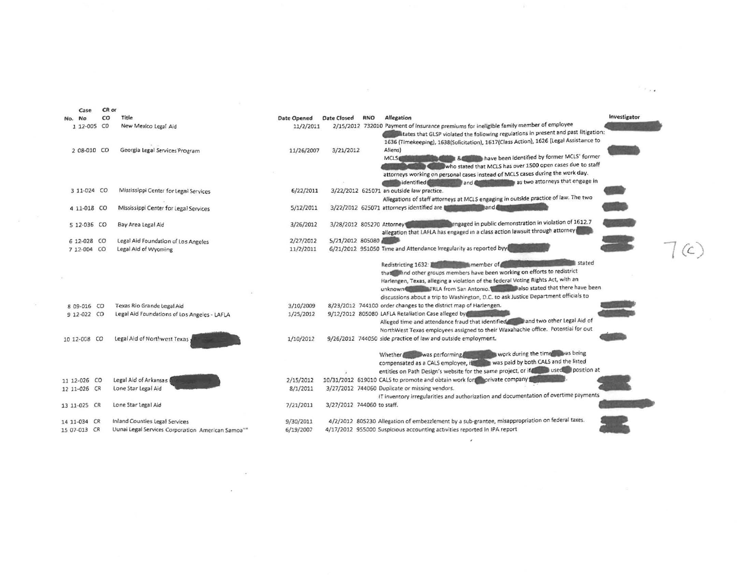| No. | Case No | CR or CO | Title | Date Opened | Date Closed | RNO | Allegation | Investigator |
|---|---|---|---|---|---|---|---|---|
| 1 | 12-005 | CO | New Mexico Legal Aid | 11/2/2011 | 2/15/2012 | 732010 | Payment of insurance premiums for ineligible family member of employee | |
| 2 | 08-010 | CO | Georgia Legal Services Program | 11/26/2007 | 3/21/2012 | | states that GLSP violated the following regulations in present and past litigation: 1636 (Timekeeping), 1638(Solicitation), 1617(Class Action), 1626 (Legal Assistance to Aliens) | |
| 3 | 11-024 | CO | Mississippi Center for Legal Services | 6/22/2011 | 3/22/2012 | 625071 | MCLS & have been identified by former MCLS' former who stated that MCLS has over 1500 open cases due to staff attorneys working on personal cases instead of MCLS cases during the work day. identified and as two attorneys that engage in an outside law practice. | |
| 4 | 11-018 | CO | Mississippi Center for Legal Services | 5/12/2011 | 3/22/2012 | 625071 | Allegations of staff attorneys at MCLS engaging in outside practice of law. The two attorneys identified are and | |
| 5 | 12-036 | CO | Bay Area Legal Aid | 3/26/2012 | 3/28/2012 | 805270 | Attorney engaged in public demonstration in violation of 1612.7 | |
| 6 | 12-028 | CO | Legal Aid Foundation of Los Angeles | 2/27/2012 | 5/21/2012 | 805080 | allegation that LAFLA has engaged in a class action lawsuit through attorney | |
| 7 | 12-004 | CO | Legal Aid of Wyoming | 11/2/2011 | 6/21/2012 | 951050 | Time and Attendance Irregularity as reported by | |
| 8 | 09-016 | CO | Texas Rio Grande Legal Aid | 3/10/2009 | 8/23/2012 | 744100 | Redistricting 1632: member of stated that and other groups members have been working on efforts to redistrict Harlengen, Texas, alleging a violation of the federal Voting Rights Act, with an unknown TRLA from San Antonio. also stated that there have been discussions about a trip to Washington, D.C. to ask Justice Department officials to order changes to the district map of Harlengen. | |
| 9 | 12-022 | CO | Legal Aid Foundations of Los Angeles - LAFLA | 1/25/2012 | 9/12/2012 | 805080 | LAFLA Retaliation Case alleged by | |
| 10 | 12-008 | CO | Legal Aid of Northwest Texas | 1/10/2012 | 9/26/2012 | 744050 | Alleged time and attendance fraud that identified and two other Legal Aid of NorthWest Texas employees assigned to their Waxahachie office. Potential for out side practice of law and outside employment. | |
| 11 | 12-026 | CO | Legal Aid of Arkansas | 2/15/2012 | 10/31/2012 | 619010 | Whether was performing work during the time was being compensated as a CALS employee, if was paid by both CALS and the listed entities on Path Design's website for the same project, or if used position at CALS to promote and obtain work for private company . | |
| 12 | 11-026 | CR | Lone Star Legal Aid | 8/1/2011 | 3/27/2012 | 744060 | Duplicate or missing vendors. | |
| 13 | 11-025 | CR | Lone Star Legal Aid | 7/21/2011 | 3/27/2012 | 744060 | IT inventory irregularities and authorization and documentation of overtime payments to staff. | |
| 14 | 11-034 | CR | Inland Counties Legal Services | 9/30/2011 | 4/2/2012 | 805230 | Allegation of embezzlement by a sub-grantee, misappropriation on federal taxes. | |
| 15 | 07-013 | CR | Uunai Legal Services Corporation American Samoa"" | 6/19/2007 | 4/17/2012 | 955000 | Suspicious accounting activities reported in IPA report | |

7(c)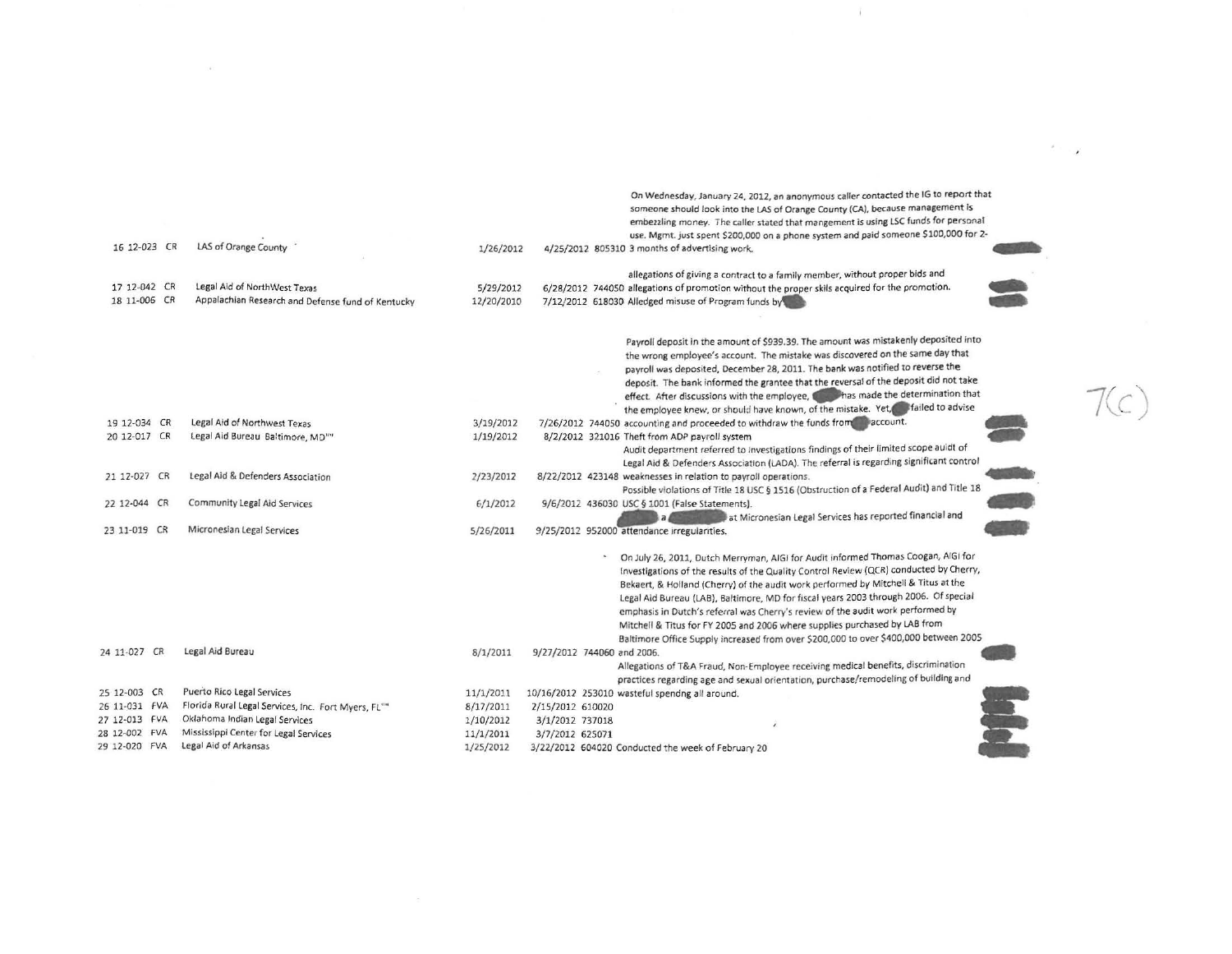| # | Case No. | Type | Grantee | Opened | Closed | Code | Description |
|---|---|---|---|---|---|---|---|
| 16 | 12-023 | CR | LAS of Orange County | 1/26/2012 | 4/25/2012 | 805310 | On Wednesday, January 24, 2012, an anonymous caller contacted the IG to report that someone should look into the LAS of Orange County (CA), because management is embezzling money. The caller stated that mangement is using LSC funds for personal use. Mgmt. just spent $200,000 on a phone system and paid someone $100,000 for 2-3 months of advertising work. |
| 17 | 12-042 | CR | Legal Aid of NorthWest Texas | 5/29/2012 | 6/28/2012 | 744050 | allegations of giving a contract to a family member, without proper bids and allegations of promotion without the proper skils acquired for the promotion. |
| 18 | 11-006 | CR | Appalachian Research and Defense fund of Kentucky | 12/20/2010 | 7/12/2012 | 618030 | Alledged misuse of Program funds by |
| 19 | 12-034 | CR | Legal Aid of Northwest Texas | 3/19/2012 | 7/26/2012 | 744050 | Payroll deposit in the amount of $939.39. The amount was mistakenly deposited into the wrong employee's account. The mistake was discovered on the same day that payroll was deposited, December 28, 2011. The bank was notified to reverse the deposit. The bank informed the grantee that the reversal of the deposit did not take effect. After discussions with the employee, has made the determination that the employee knew, or should have known, of the mistake. Yet, failed to advise accounting and proceeded to withdraw the funds from account. |
| 20 | 12-017 | CR | Legal Aid Bureau Baltimore, MD | 1/19/2012 | 8/2/2012 | 321016 | Theft from ADP payroll system |
| 21 | 12-027 | CR | Legal Aid & Defenders Association | 2/23/2012 | 8/22/2012 | 423148 | Audit department referred to investigations findings of their limited scope auidt of Legal Aid & Defenders Association (LADA). The referral is regarding significant control weaknesses in relation to payroll operations. |
| 22 | 12-044 | CR | Community Legal Aid Services | 6/1/2012 | 9/6/2012 | 436030 | Possible violations of Title 18 USC § 1516 (Obstruction of a Federal Audit) and Title 18 USC § 1001 (False Statements). |
| 23 | 11-019 | CR | Micronesian Legal Services | 5/26/2011 | 9/25/2012 | 952000 | a at Micronesian Legal Services has reported financial and attendance irregularities. |
| 24 | 11-027 | CR | Legal Aid Bureau | 8/1/2011 | 9/27/2012 | 744060 | On July 26, 2011, Dutch Merryman, AIGI for Audit informed Thomas Coogan, AIGI for Investigations of the results of the Quality Control Review (QCR) conducted by Cherry, Bekaert, & Holland (Cherry) of the audit work performed by Mitchell & Titus at the Legal Aid Bureau (LAB), Baltimore, MD for fiscal years 2003 through 2006. Of special emphasis in Dutch's referral was Cherry's review of the audit work performed by Mitchell & Titus for FY 2005 and 2006 where supplies purchased by LAB from Baltimore Office Supply increased from over $200,000 to over $400,000 between 2005 and 2006. |
| 25 | 12-003 | CR | Puerto Rico Legal Services | 11/1/2011 | 10/16/2012 | 253010 | Allegations of T&A Fraud, Non-Employee receiving medical benefits, discrimination practices regarding age and sexual orientation, purchase/remodeling of building and wasteful spendng all around. |
| 26 | 11-031 | FVA | Florida Rural Legal Services, Inc. Fort Myers, FL | 8/17/2011 | 2/15/2012 | 610020 | |
| 27 | 12-013 | FVA | Oklahoma Indian Legal Services | 1/10/2012 | 3/1/2012 | 737018 | |
| 28 | 12-002 | FVA | Mississippi Center for Legal Services | 11/1/2011 | 3/7/2012 | 625071 | |
| 29 | 12-020 | FVA | Legal Aid of Arkansas | 1/25/2012 | 3/22/2012 | 604020 | Conducted the week of February 20 |

7(c)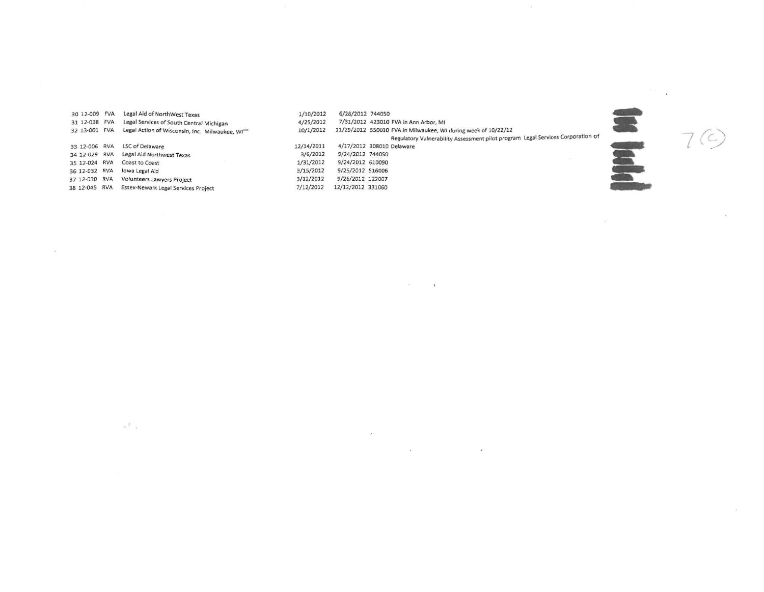| | | | | | | | |
|---|---|---|---|---|---|---|---|
| 30 | 12-009 | FVA | Legal Aid of NorthWest Texas | 1/10/2012 | 6/28/2012 | 744050 | |
| 31 | 12-038 | FVA | Legal Services of South Central Michigan | 4/25/2012 | 7/31/2012 | 423010 | FVA in Ann Arbor, MI |
| 32 | 13-001 | FVA | Legal Action of Wisconsin, Inc. Milwaukee, WI | 10/1/2012 | 11/29/2012 | 550010 | FVA in Milwaukee, WI during week of 10/22/12 Regulatory Vulnerability Assessment pilot program Legal Services Corporation of |
| 33 | 12-006 | RVA | LSC of Delaware | 12/14/2011 | 4/17/2012 | 308010 | Delaware |
| 34 | 12-029 | RVA | Legal Aid Northwest Texas | 3/6/2012 | 9/24/2012 | 744050 | |
| 35 | 12-024 | RVA | Coast to Coast | 1/31/2012 | 9/24/2012 | 610090 | |
| 36 | 12-032 | RVA | Iowa Legal Aid | 3/15/2012 | 9/25/2012 | 516006 | |
| 37 | 12-030 | RVA | Volunteers Lawyers Project | 3/12/2012 | 9/26/2012 | 122007 | |
| 38 | 12-045 | RVA | Essex-Newark Legal Services Project | 7/12/2012 | 12/12/2012 | 331060 | |

7(c)